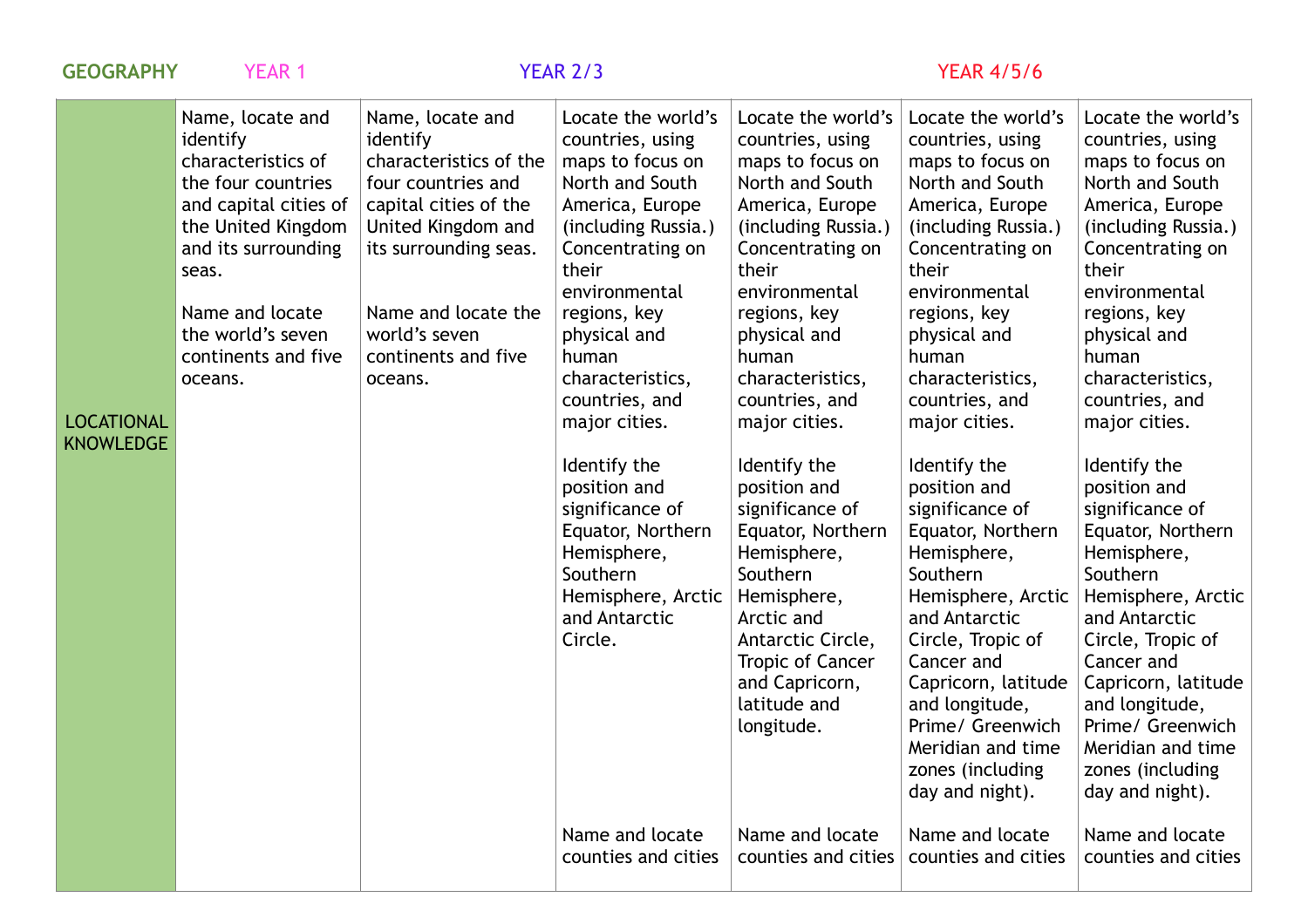| GEOGRAPHY | YEAR 1 | | YEAR 2/3 | | YEAR 4/5/6 | |
|---|---|---|---|---|---|---|
| LOCATIONAL KNOWLEDGE | Name, locate and identify characteristics of the four countries and capital cities of the United Kingdom and its surrounding seas.<br><br>Name and locate the world's seven continents and five oceans. | Name, locate and identify characteristics of the four countries and capital cities of the United Kingdom and its surrounding seas.<br><br>Name and locate the world's seven continents and five oceans. | Locate the world's countries, using maps to focus on North and South America, Europe (including Russia.) Concentrating on their environmental regions, key physical and human characteristics, countries, and major cities.<br><br>Identify the position and significance of Equator, Northern Hemisphere, Southern Hemisphere, Arctic and Antarctic Circle.<br><br>Name and locate counties and cities | Locate the world's countries, using maps to focus on North and South America, Europe (including Russia.) Concentrating on their environmental regions, key physical and human characteristics, countries, and major cities.<br><br>Identify the position and significance of Equator, Northern Hemisphere, Southern Hemisphere, Arctic and Antarctic Circle, Tropic of Cancer and Capricorn, latitude and longitude.<br><br>Name and locate counties and cities | Locate the world's countries, using maps to focus on North and South America, Europe (including Russia.) Concentrating on their environmental regions, key physical and human characteristics, countries, and major cities.<br><br>Identify the position and significance of Equator, Northern Hemisphere, Southern Hemisphere, Arctic and Antarctic Circle, Tropic of Cancer and Capricorn, latitude and longitude, Prime/ Greenwich Meridian and time zones (including day and night).<br><br>Name and locate counties and cities | Locate the world's countries, using maps to focus on North and South America, Europe (including Russia.) Concentrating on their environmental regions, key physical and human characteristics, countries, and major cities.<br><br>Identify the position and significance of Equator, Northern Hemisphere, Southern Hemisphere, Arctic and Antarctic Circle, Tropic of Cancer and Capricorn, latitude and longitude, Prime/ Greenwich Meridian and time zones (including day and night).<br><br>Name and locate counties and cities |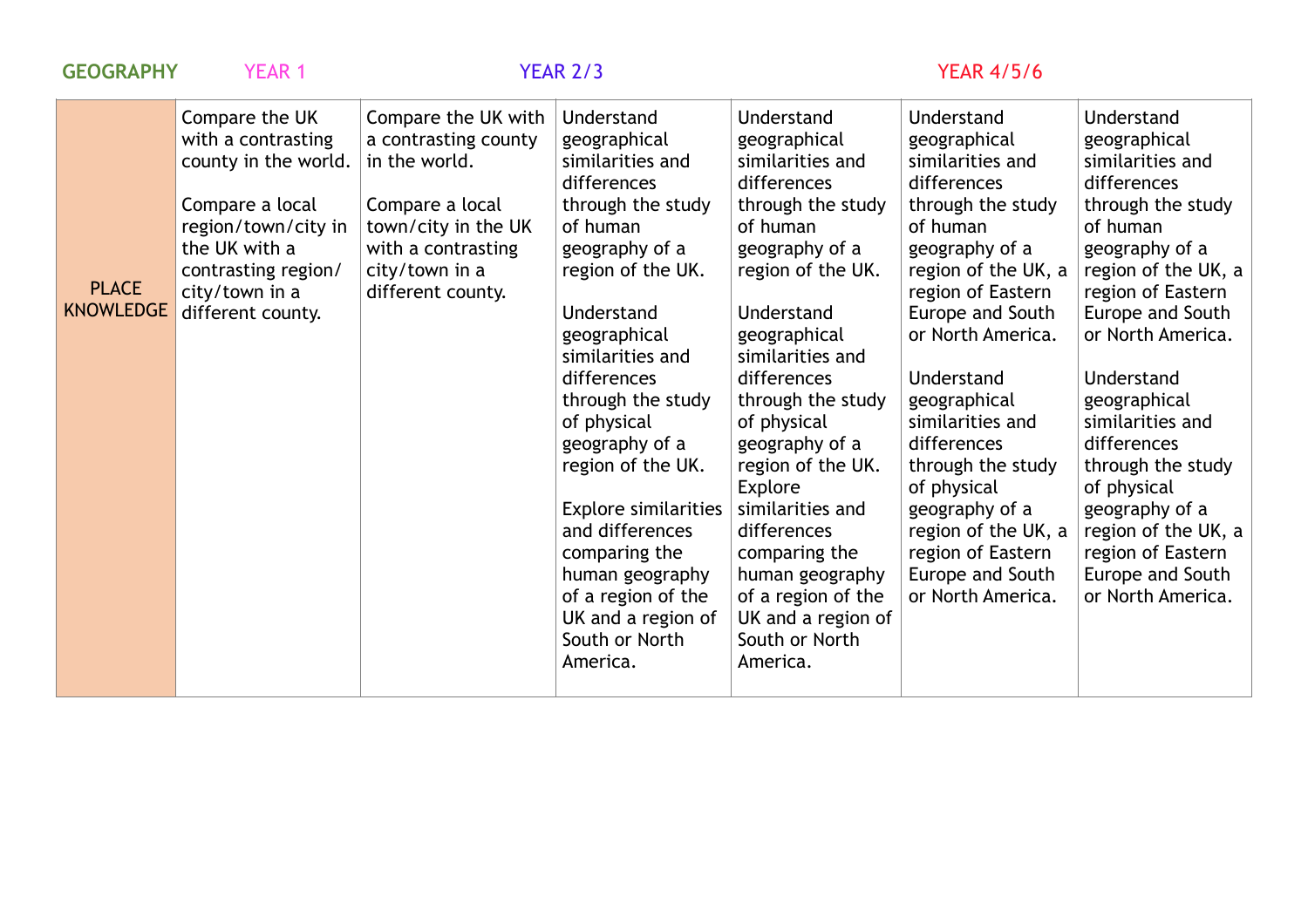| GEOGRAPHY | YEAR 1 | | YEAR 2/3 | | YEAR 4/5/6 | |
|---|---|---|---|---|---|---|
| PLACE KNOWLEDGE | Compare the UK with a contrasting county in the world.<br><br>Compare a local region/town/city in the UK with a contrasting region/ city/town in a different county. | Compare the UK with a contrasting county in the world.<br><br>Compare a local town/city in the UK with a contrasting city/town in a different county. | Understand geographical similarities and differences through the study of human geography of a region of the UK.<br><br>Understand geographical similarities and differences through the study of physical geography of a region of the UK.<br><br>Explore similarities and differences comparing the human geography of a region of the UK and a region of South or North America. | Understand geographical similarities and differences through the study of human geography of a region of the UK.<br><br>Understand geographical similarities and differences through the study of physical geography of a region of the UK. Explore similarities and differences comparing the human geography of a region of the UK and a region of South or North America. | Understand geographical similarities and differences through the study of human geography of a region of the UK, a region of Eastern Europe and South or North America.<br><br>Understand geographical similarities and differences through the study of physical geography of a region of the UK, a region of Eastern Europe and South or North America. | Understand geographical similarities and differences through the study of human geography of a region of the UK, a region of Eastern Europe and South or North America.<br><br>Understand geographical similarities and differences through the study of physical geography of a region of the UK, a region of Eastern Europe and South or North America. |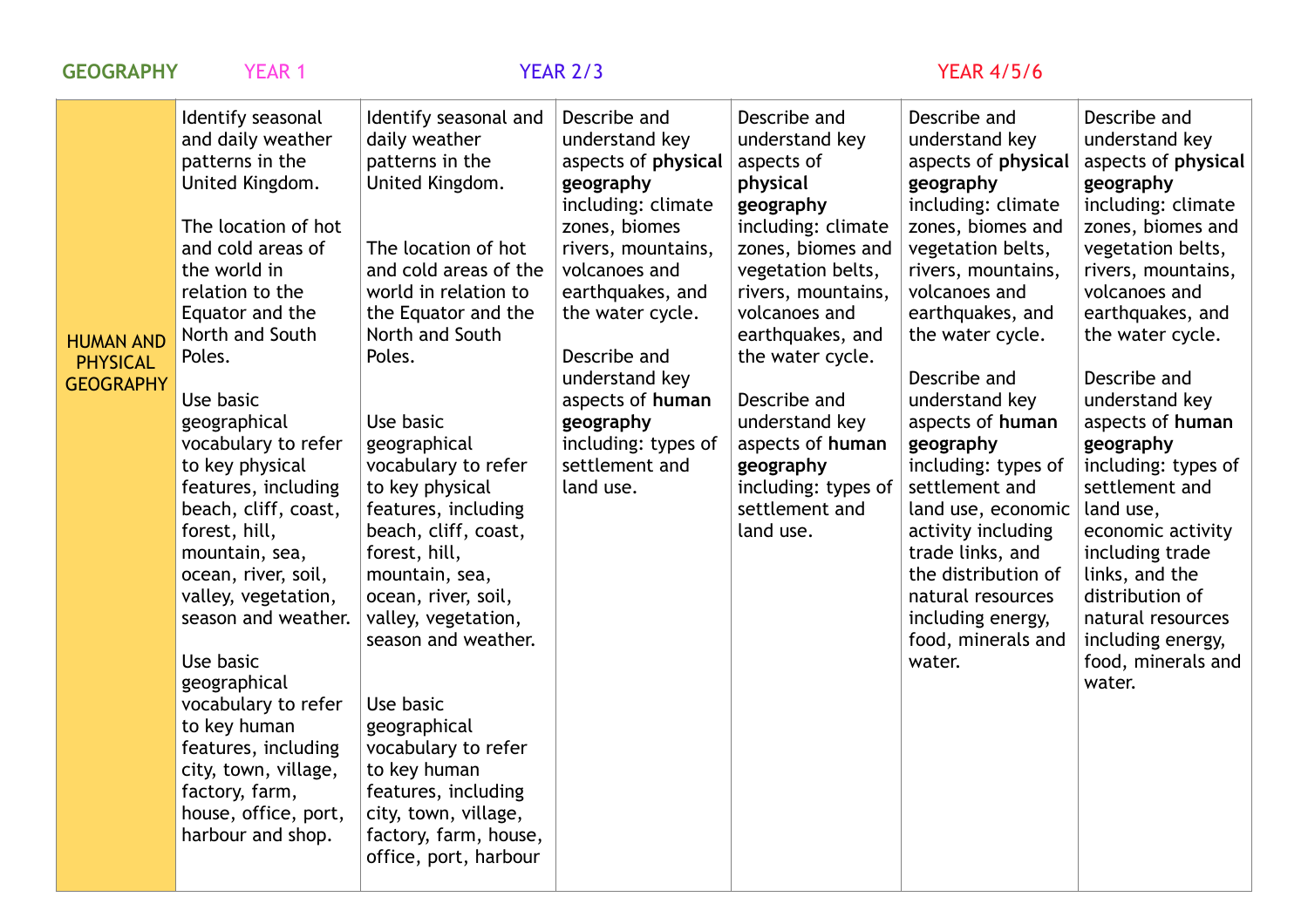| GEOGRAPHY | YEAR 1 | YEAR 2/3 | | | YEAR 4/5/6 | |
|---|---|---|---|---|---|---|
| HUMAN AND PHYSICAL GEOGRAPHY | Identify seasonal and daily weather patterns in the United Kingdom.<br><br>The location of hot and cold areas of the world in relation to the Equator and the North and South Poles.<br><br>Use basic geographical vocabulary to refer to key physical features, including beach, cliff, coast, forest, hill, mountain, sea, ocean, river, soil, valley, vegetation, season and weather.<br><br>Use basic geographical vocabulary to refer to key human features, including city, town, village, factory, farm, house, office, port, harbour and shop. | Identify seasonal and daily weather patterns in the United Kingdom.<br><br>The location of hot and cold areas of the world in relation to the Equator and the North and South Poles.<br><br>Use basic geographical vocabulary to refer to key physical features, including beach, cliff, coast, forest, hill, mountain, sea, ocean, river, soil, valley, vegetation, season and weather.<br><br>Use basic geographical vocabulary to refer to key human features, including city, town, village, factory, farm, house, office, port, harbour | Describe and understand key aspects of **physical geography** including: climate zones, biomes rivers, mountains, volcanoes and earthquakes, and the water cycle.<br><br>Describe and understand key aspects of **human geography** including: types of settlement and land use. | Describe and understand key aspects of **physical geography** including: climate zones, biomes and vegetation belts, rivers, mountains, volcanoes and earthquakes, and the water cycle.<br><br>Describe and understand key aspects of **human geography** including: types of settlement and land use. | Describe and understand key aspects of **physical geography** including: climate zones, biomes and vegetation belts, rivers, mountains, volcanoes and earthquakes, and the water cycle.<br><br>Describe and understand key aspects of **human geography** including: types of settlement and land use, economic activity including trade links, and the distribution of natural resources including energy, food, minerals and water. | Describe and understand key aspects of **physical geography** including: climate zones, biomes and vegetation belts, rivers, mountains, volcanoes and earthquakes, and the water cycle.<br><br>Describe and understand key aspects of **human geography** including: types of settlement and land use, economic activity including trade links, and the distribution of natural resources including energy, food, minerals and water. |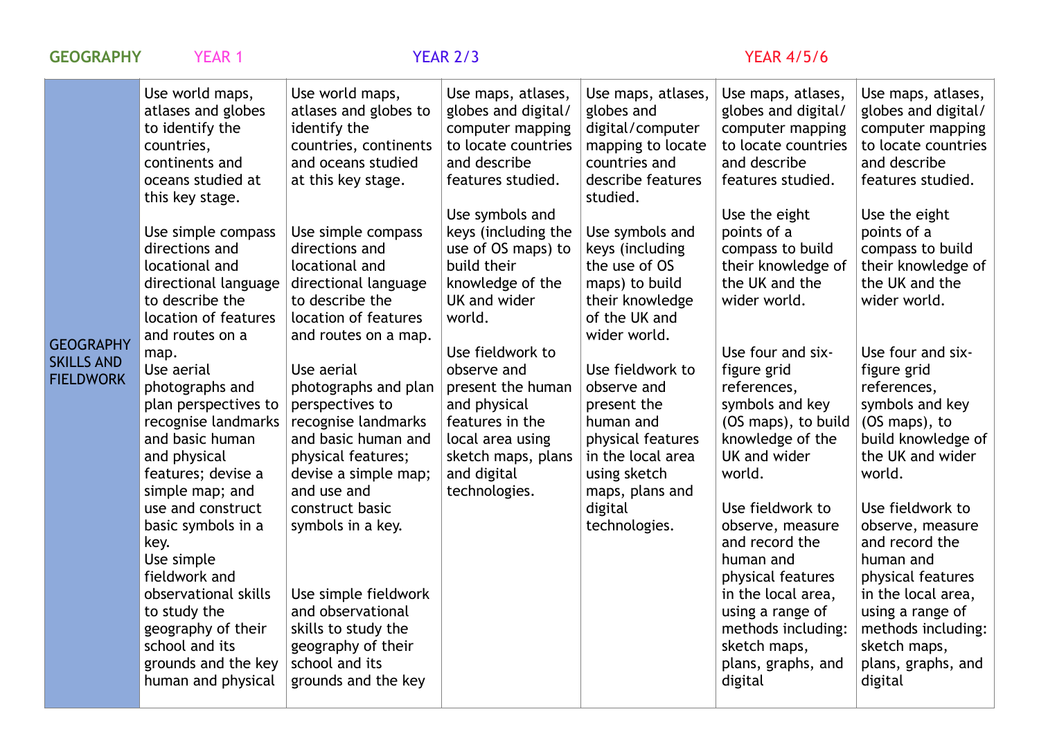| GEOGRAPHY | YEAR 1 | | YEAR 2/3 | | YEAR 4/5/6 | |
|---|---|---|---|---|---|---|
| GEOGRAPHY SKILLS AND FIELDWORK | Use world maps, atlases and globes to identify the countries, continents and oceans studied at this key stage.<br><br>Use simple compass directions and locational and directional language to describe the location of features and routes on a map.<br>Use aerial photographs and plan perspectives to recognise landmarks and basic human and physical features; devise a simple map; and use and construct basic symbols in a key.<br>Use simple fieldwork and observational skills to study the geography of their school and its grounds and the key human and physical | Use world maps, atlases and globes to identify the countries, continents and oceans studied at this key stage.<br><br>Use simple compass directions and locational and directional language to describe the location of features and routes on a map.<br><br>Use aerial photographs and plan perspectives to recognise landmarks and basic human and physical features; devise a simple map; and use and construct basic symbols in a key.<br><br>Use simple fieldwork and observational skills to study the geography of their school and its grounds and the key | Use maps, atlases, globes and digital/computer mapping to locate countries and describe features studied.<br><br>Use symbols and keys (including the use of OS maps) to build their knowledge of the UK and wider world.<br><br>Use fieldwork to observe and present the human and physical features in the local area using sketch maps, plans and digital technologies. | Use maps, atlases, globes and digital/computer mapping to locate countries and describe features studied.<br><br>Use symbols and keys (including the use of OS maps) to build their knowledge of the UK and wider world.<br><br>Use fieldwork to observe and present the human and physical features in the local area using sketch maps, plans and digital technologies. | Use maps, atlases, globes and digital/computer mapping to locate countries and describe features studied.<br><br>Use the eight points of a compass to build their knowledge of the UK and the wider world.<br><br>Use four and six-figure grid references, symbols and key (OS maps), to build knowledge of the UK and wider world.<br><br>Use fieldwork to observe, measure and record the human and physical features in the local area, using a range of methods including: sketch maps, plans, graphs, and digital | Use maps, atlases, globes and digital/computer mapping to locate countries and describe features studied.<br><br>Use the eight points of a compass to build their knowledge of the UK and the wider world.<br><br>Use four and six-figure grid references, symbols and key (OS maps), to build knowledge of the UK and wider world.<br><br>Use fieldwork to observe, measure and record the human and physical features in the local area, using a range of methods including: sketch maps, plans, graphs, and digital |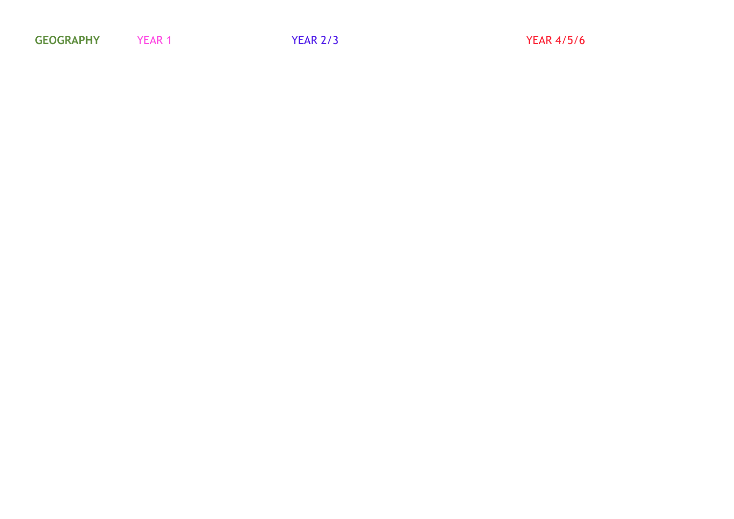| GEOGRAPHY | YEAR 1 | YEAR 2/3 | YEAR 4/5/6 |
| --- | --- | --- | --- |